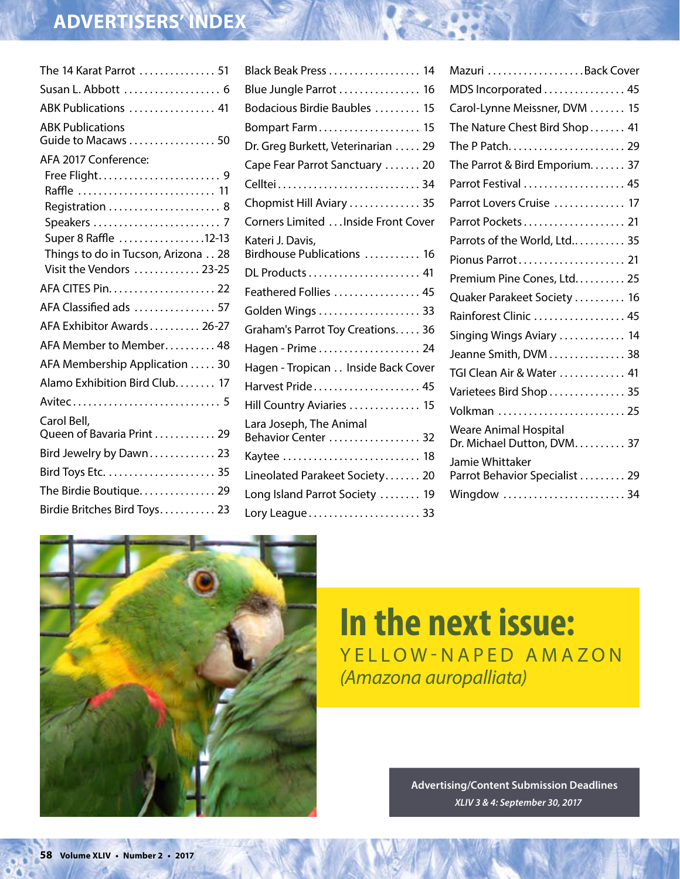# ADVERTISERS' INDEX

The 14 Karat Parrot ............... 51
Susan L. Abbott ................... 6
ABK Publications ................. 41
ABK Publications
Guide to Macaws ................. 50
AFA 2017 Conference:
- Free Flight........................ 9
- Raffle ........................... 11
- Registration ...................... 8
- Speakers ......................... 7
- Super 8 Raffle .................12-13
- Things to do in Tucson, Arizona .. 28
- Visit the Vendors ............. 23-25

AFA CITES Pin..................... 22
AFA Classified ads ................ 57
AFA Exhibitor Awards.......... 26-27
AFA Member to Member.......... 48
AFA Membership Application ..... 30
Alamo Exhibition Bird Club........ 17
Avitec............................. 5
Carol Bell,
Queen of Bavaria Print ............ 29
Bird Jewelry by Dawn............. 23
Bird Toys Etc. ..................... 35
The Birdie Boutique............... 29
Birdie Britches Bird Toys........... 23
Black Beak Press .................. 14
Blue Jungle Parrot ................ 16
Bodacious Birdie Baubles ......... 15
Bompart Farm.................... 15
Dr. Greg Burkett, Veterinarian ..... 29
Cape Fear Parrot Sanctuary ....... 20
Celltei............................ 34
Chopmist Hill Aviary .............. 35
Corners Limited ...Inside Front Cover
Kateri J. Davis,
Birdhouse Publications ........... 16
DL Products ...................... 41
Feathered Follies ................. 45
Golden Wings .................... 33
Graham's Parrot Toy Creations..... 36
Hagen - Prime .................... 24
Hagen - Tropican .. Inside Back Cover
Harvest Pride..................... 45
Hill Country Aviaries .............. 15
Lara Joseph, The Animal
Behavior Center .................. 32
Kaytee .......................... 18
Lineolated Parakeet Society....... 20
Long Island Parrot Society ........ 19
Lory League...................... 33
Mazuri ...................Back Cover
MDS Incorporated ................ 45
Carol-Lynne Meissner, DVM ....... 15
The Nature Chest Bird Shop....... 41
The P Patch....................... 29
The Parrot & Bird Emporium....... 37
Parrot Festival .................... 45
Parrot Lovers Cruise .............. 17
Parrot Pockets .................... 21
Parrots of the World, Ltd........... 35
Pionus Parrot ..................... 21
Premium Pine Cones, Ltd.......... 25
Quaker Parakeet Society .......... 16
Rainforest Clinic .................. 45
Singing Wings Aviary ............. 14
Jeanne Smith, DVM ............... 38
TGI Clean Air & Water ............ 41
Varietees Bird Shop ............... 35
Volkman ......................... 25
Weare Animal Hospital
Dr. Michael Dutton, DVM.......... 37
Jamie Whittaker
Parrot Behavior Specialist ......... 29
Wingdow ........................ 34

## In the next issue:

YELLOW-NAPED AMAZON
*(Amazona auropalliata)*

**Advertising/Content Submission Deadlines**
***XLIV 3 & 4: September 30, 2017***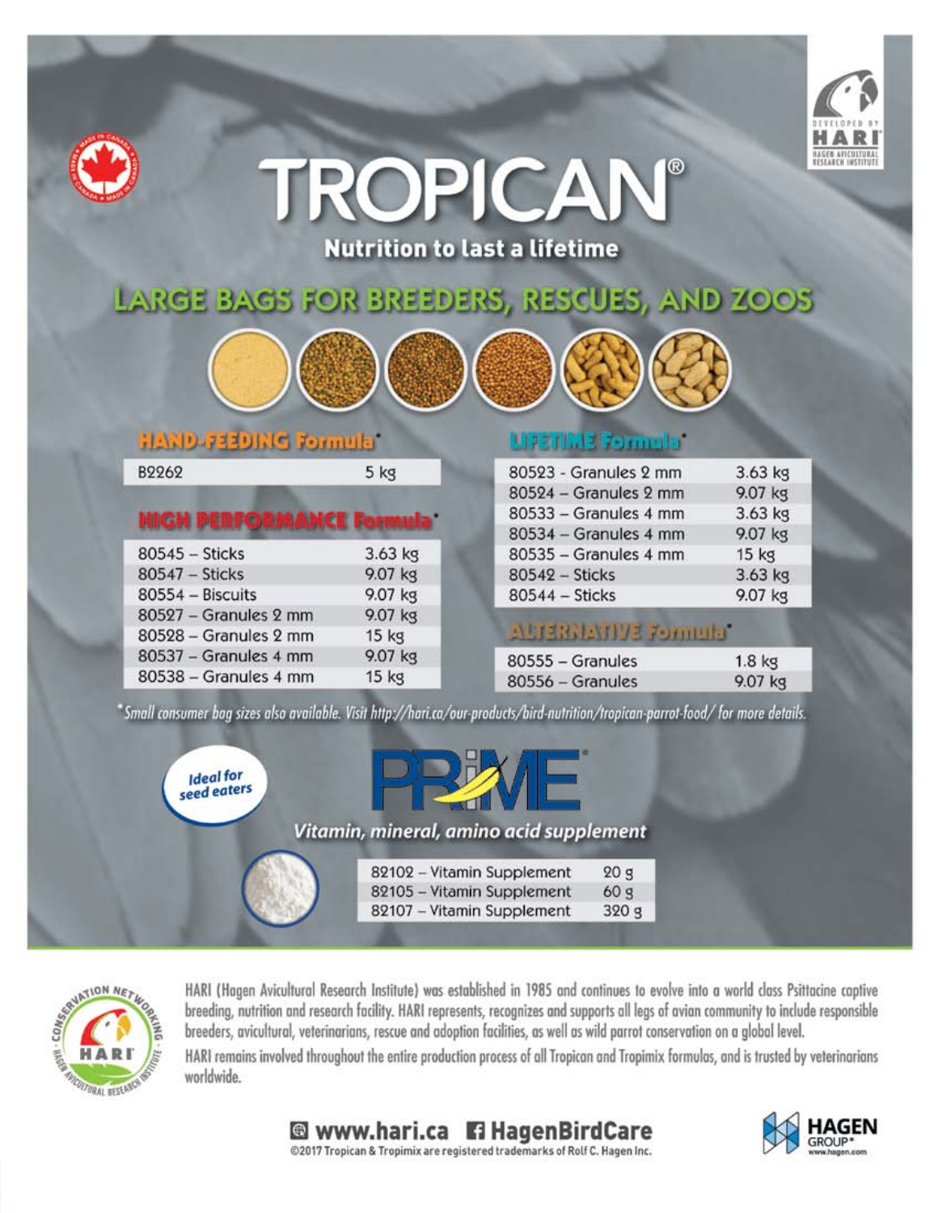# TROPICAN®

**Nutrition to last a lifetime**

## LARGE BAGS FOR BREEDERS, RESCUES, AND ZOOS

### HAND-FEEDING Formula*

| | |
|---|---|
| B2262 | 5 kg |

### HIGH PERFORMANCE Formula*

| | |
|---|---|
| 80545 – Sticks | 3.63 kg |
| 80547 – Sticks | 9.07 kg |
| 80554 – Biscuits | 9.07 kg |
| 80527 – Granules 2 mm | 9.07 kg |
| 80528 – Granules 2 mm | 15 kg |
| 80537 – Granules 4 mm | 9.07 kg |
| 80538 – Granules 4 mm | 15 kg |

### LIFETIME Formula*

| | |
|---|---|
| 80523 - Granules 2 mm | 3.63 kg |
| 80524 – Granules 2 mm | 9.07 kg |
| 80533 – Granules 4 mm | 3.63 kg |
| 80534 – Granules 4 mm | 9.07 kg |
| 80535 – Granules 4 mm | 15 kg |
| 80542 – Sticks | 3.63 kg |
| 80544 – Sticks | 9.07 kg |

### ALTERNATIVE Formula*

| | |
|---|---|
| 80555 – Granules | 1.8 kg |
| 80556 – Granules | 9.07 kg |

*\*Small consumer bag sizes also available. Visit http://hari.ca/our-products/bird-nutrition/tropican-parrot-food/ for more details.*

## PRIME®

*Ideal for seed eaters*

***Vitamin, mineral, amino acid supplement***

| | |
|---|---|
| 82102 – Vitamin Supplement | 20 g |
| 82105 – Vitamin Supplement | 60 g |
| 82107 – Vitamin Supplement | 320 g |

HARI (Hagen Avicultural Research Institute) was established in 1985 and continues to evolve into a world class Psittacine captive breeding, nutrition and research facility. HARI represents, recognizes and supports all legs of avian community to include responsible breeders, avicultural, veterinarians, rescue and adoption facilities, as well as wild parrot conservation on a global level.

HARI remains involved throughout the entire production process of all Tropican and Tropimix formulas, and is trusted by veterinarians worldwide.

**www.hari.ca** **HagenBirdCare**

©2017 Tropican & Tropimix are registered trademarks of Rolf C. Hagen Inc.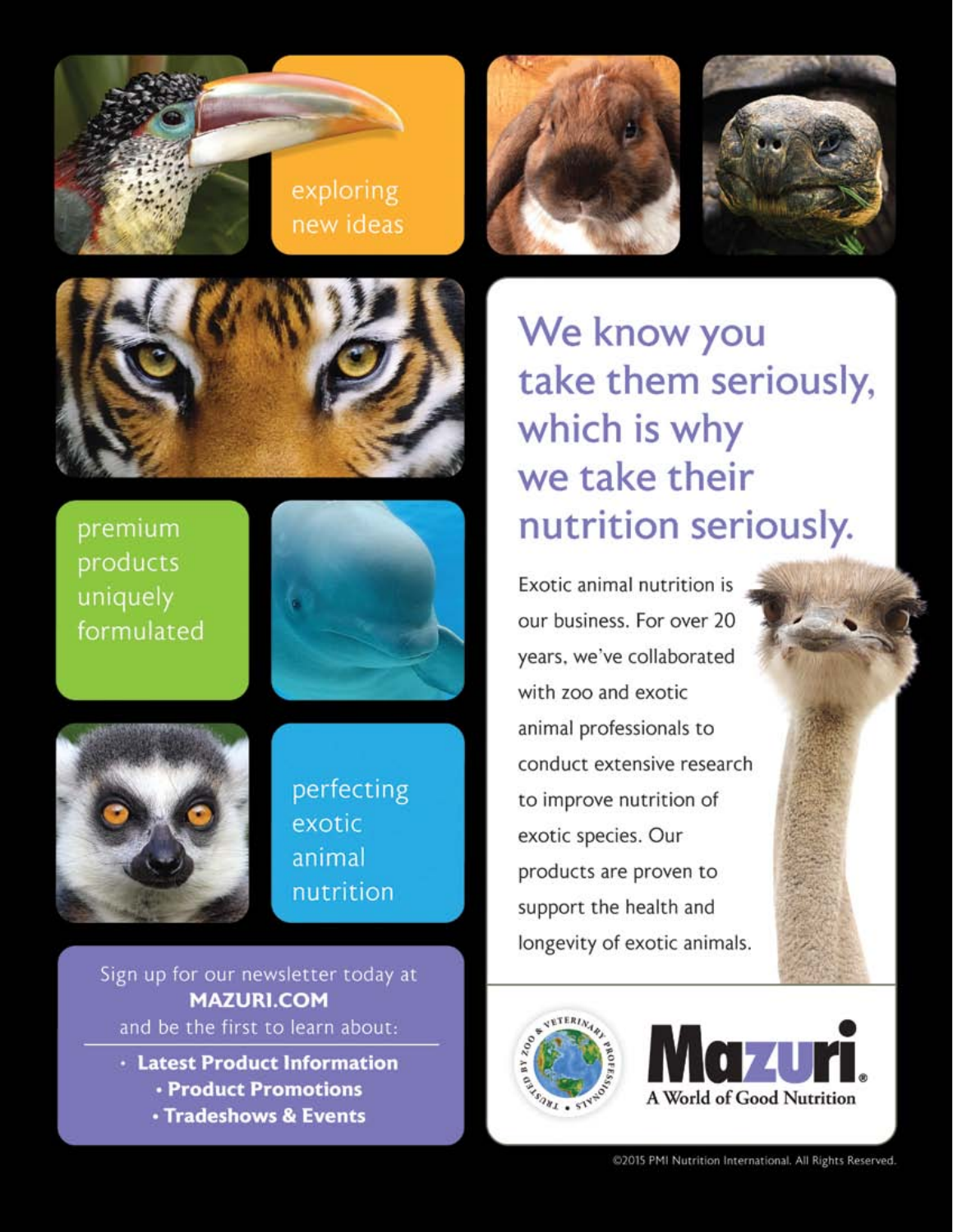exploring new ideas

premium products uniquely formulated

perfecting exotic animal nutrition

Sign up for our newsletter today at
**MAZURI.COM**
and be the first to learn about:

- **Latest Product Information**
- **Product Promotions**
- **Tradeshows & Events**

# We know you take them seriously, which is why we take their nutrition seriously.

Exotic animal nutrition is our business. For over 20 years, we've collaborated with zoo and exotic animal professionals to conduct extensive research to improve nutrition of exotic species. Our products are proven to support the health and longevity of exotic animals.

TRUSTED BY ZOO & VETERINARY PROFESSIONALS

**Mazuri®**
A World of Good Nutrition

©2015 PMI Nutrition International. All Rights Reserved.